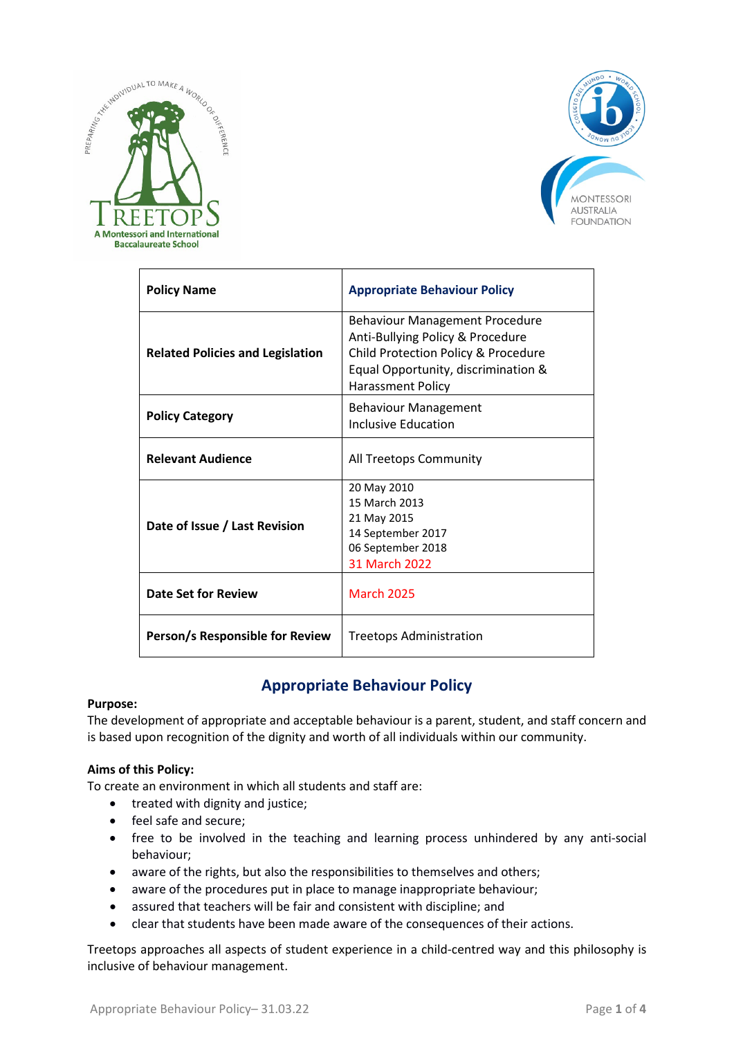| Policy Name | Appropriate Behaviour Policy |
|---|---|
| Related Policies and Legislation | Behaviour Management Procedure<br>Anti-Bullying Policy & Procedure<br>Child Protection Policy & Procedure<br>Equal Opportunity, discrimination & Harassment Policy |
| Policy Category | Behaviour Management<br>Inclusive Education |
| Relevant Audience | All Treetops Community |
| Date of Issue / Last Revision | 20 May 2010<br>15 March 2013<br>21 May 2015<br>14 September 2017<br>06 September 2018<br>31 March 2022 |
| Date Set for Review | March 2025 |
| Person/s Responsible for Review | Treetops Administration |

# Appropriate Behaviour Policy

**Purpose:**
The development of appropriate and acceptable behaviour is a parent, student, and staff concern and is based upon recognition of the dignity and worth of all individuals within our community.

**Aims of this Policy:**
To create an environment in which all students and staff are:

- treated with dignity and justice;
- feel safe and secure;
- free to be involved in the teaching and learning process unhindered by any anti-social behaviour;
- aware of the rights, but also the responsibilities to themselves and others;
- aware of the procedures put in place to manage inappropriate behaviour;
- assured that teachers will be fair and consistent with discipline; and
- clear that students have been made aware of the consequences of their actions.

Treetops approaches all aspects of student experience in a child-centred way and this philosophy is inclusive of behaviour management.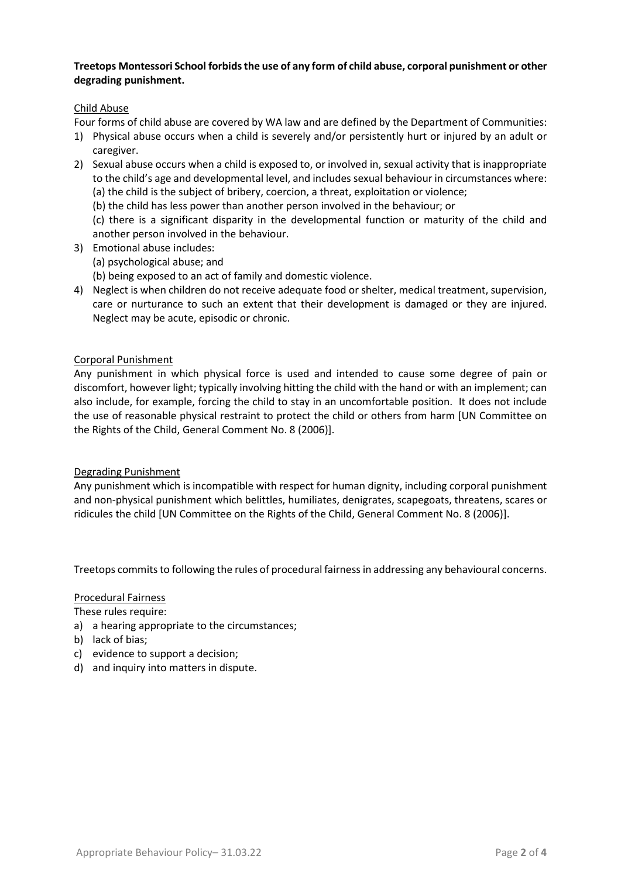**Treetops Montessori School forbids the use of any form of child abuse, corporal punishment or other degrading punishment.**

Child Abuse

Four forms of child abuse are covered by WA law and are defined by the Department of Communities:

1) Physical abuse occurs when a child is severely and/or persistently hurt or injured by an adult or caregiver.
2) Sexual abuse occurs when a child is exposed to, or involved in, sexual activity that is inappropriate to the child's age and developmental level, and includes sexual behaviour in circumstances where:
   (a) the child is the subject of bribery, coercion, a threat, exploitation or violence;
   (b) the child has less power than another person involved in the behaviour; or
   (c) there is a significant disparity in the developmental function or maturity of the child and another person involved in the behaviour.
3) Emotional abuse includes:
   (a) psychological abuse; and
   (b) being exposed to an act of family and domestic violence.
4) Neglect is when children do not receive adequate food or shelter, medical treatment, supervision, care or nurturance to such an extent that their development is damaged or they are injured. Neglect may be acute, episodic or chronic.

Corporal Punishment

Any punishment in which physical force is used and intended to cause some degree of pain or discomfort, however light; typically involving hitting the child with the hand or with an implement; can also include, for example, forcing the child to stay in an uncomfortable position. It does not include the use of reasonable physical restraint to protect the child or others from harm [UN Committee on the Rights of the Child, General Comment No. 8 (2006)].

Degrading Punishment

Any punishment which is incompatible with respect for human dignity, including corporal punishment and non-physical punishment which belittles, humiliates, denigrates, scapegoats, threatens, scares or ridicules the child [UN Committee on the Rights of the Child, General Comment No. 8 (2006)].

Treetops commits to following the rules of procedural fairness in addressing any behavioural concerns.

Procedural Fairness

These rules require:

a) a hearing appropriate to the circumstances;
b) lack of bias;
c) evidence to support a decision;
d) and inquiry into matters in dispute.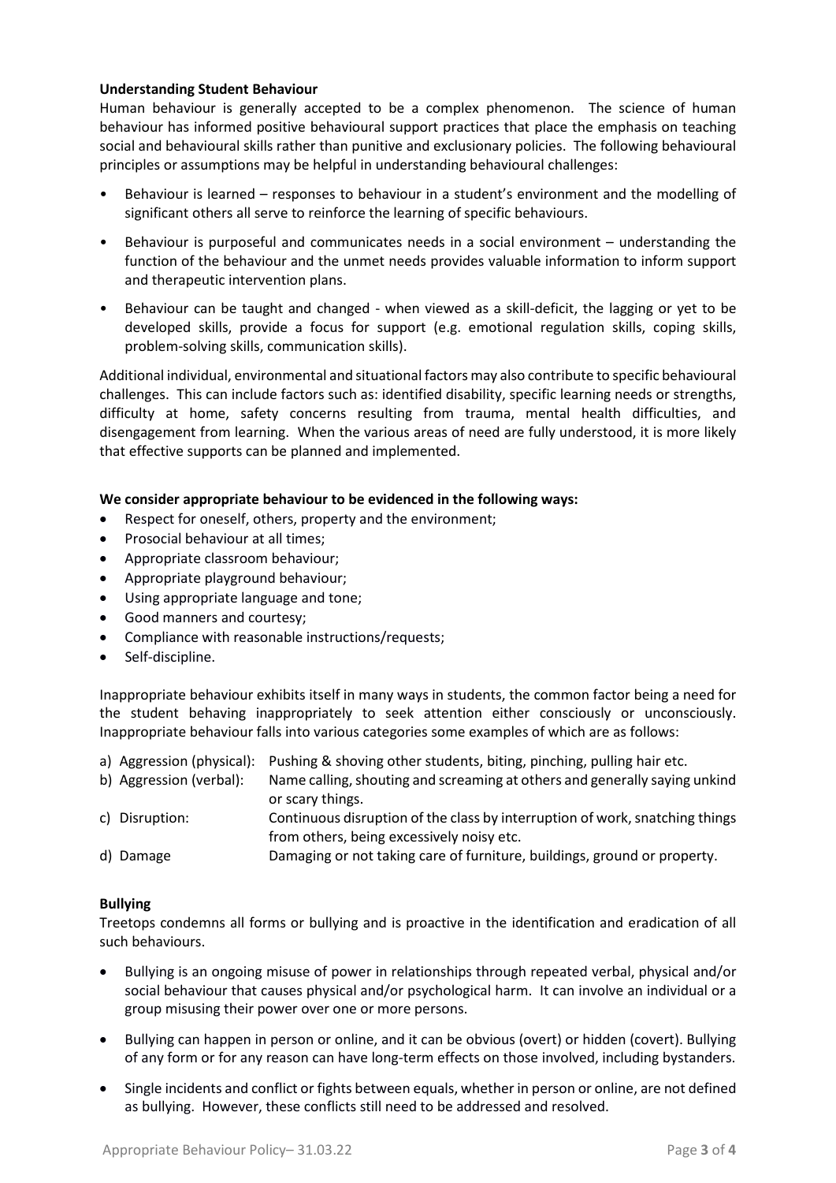**Understanding Student Behaviour**

Human behaviour is generally accepted to be a complex phenomenon. The science of human behaviour has informed positive behavioural support practices that place the emphasis on teaching social and behavioural skills rather than punitive and exclusionary policies. The following behavioural principles or assumptions may be helpful in understanding behavioural challenges:

- Behaviour is learned – responses to behaviour in a student's environment and the modelling of significant others all serve to reinforce the learning of specific behaviours.
- Behaviour is purposeful and communicates needs in a social environment – understanding the function of the behaviour and the unmet needs provides valuable information to inform support and therapeutic intervention plans.
- Behaviour can be taught and changed - when viewed as a skill-deficit, the lagging or yet to be developed skills, provide a focus for support (e.g. emotional regulation skills, coping skills, problem-solving skills, communication skills).

Additional individual, environmental and situational factors may also contribute to specific behavioural challenges. This can include factors such as: identified disability, specific learning needs or strengths, difficulty at home, safety concerns resulting from trauma, mental health difficulties, and disengagement from learning. When the various areas of need are fully understood, it is more likely that effective supports can be planned and implemented.

**We consider appropriate behaviour to be evidenced in the following ways:**

- Respect for oneself, others, property and the environment;
- Prosocial behaviour at all times;
- Appropriate classroom behaviour;
- Appropriate playground behaviour;
- Using appropriate language and tone;
- Good manners and courtesy;
- Compliance with reasonable instructions/requests;
- Self-discipline.

Inappropriate behaviour exhibits itself in many ways in students, the common factor being a need for the student behaving inappropriately to seek attention either consciously or unconsciously. Inappropriate behaviour falls into various categories some examples of which are as follows:

a) Aggression (physical): Pushing & shoving other students, biting, pinching, pulling hair etc.

b) Aggression (verbal): Name calling, shouting and screaming at others and generally saying unkind or scary things.

c) Disruption: Continuous disruption of the class by interruption of work, snatching things from others, being excessively noisy etc.

d) Damage Damaging or not taking care of furniture, buildings, ground or property.

**Bullying**

Treetops condemns all forms or bullying and is proactive in the identification and eradication of all such behaviours.

- Bullying is an ongoing misuse of power in relationships through repeated verbal, physical and/or social behaviour that causes physical and/or psychological harm. It can involve an individual or a group misusing their power over one or more persons.
- Bullying can happen in person or online, and it can be obvious (overt) or hidden (covert). Bullying of any form or for any reason can have long-term effects on those involved, including bystanders.
- Single incidents and conflict or fights between equals, whether in person or online, are not defined as bullying. However, these conflicts still need to be addressed and resolved.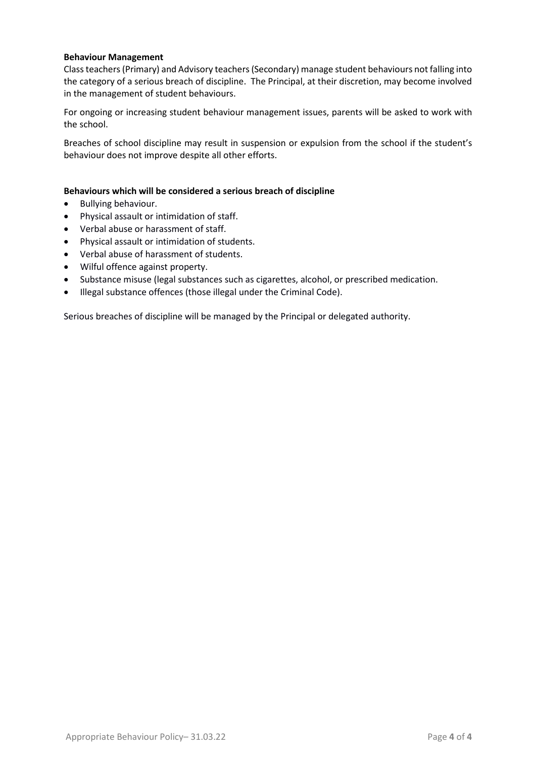**Behaviour Management**

Class teachers (Primary) and Advisory teachers (Secondary) manage student behaviours not falling into the category of a serious breach of discipline. The Principal, at their discretion, may become involved in the management of student behaviours.

For ongoing or increasing student behaviour management issues, parents will be asked to work with the school.

Breaches of school discipline may result in suspension or expulsion from the school if the student's behaviour does not improve despite all other efforts.

**Behaviours which will be considered a serious breach of discipline**

- Bullying behaviour.
- Physical assault or intimidation of staff.
- Verbal abuse or harassment of staff.
- Physical assault or intimidation of students.
- Verbal abuse of harassment of students.
- Wilful offence against property.
- Substance misuse (legal substances such as cigarettes, alcohol, or prescribed medication.
- Illegal substance offences (those illegal under the Criminal Code).

Serious breaches of discipline will be managed by the Principal or delegated authority.